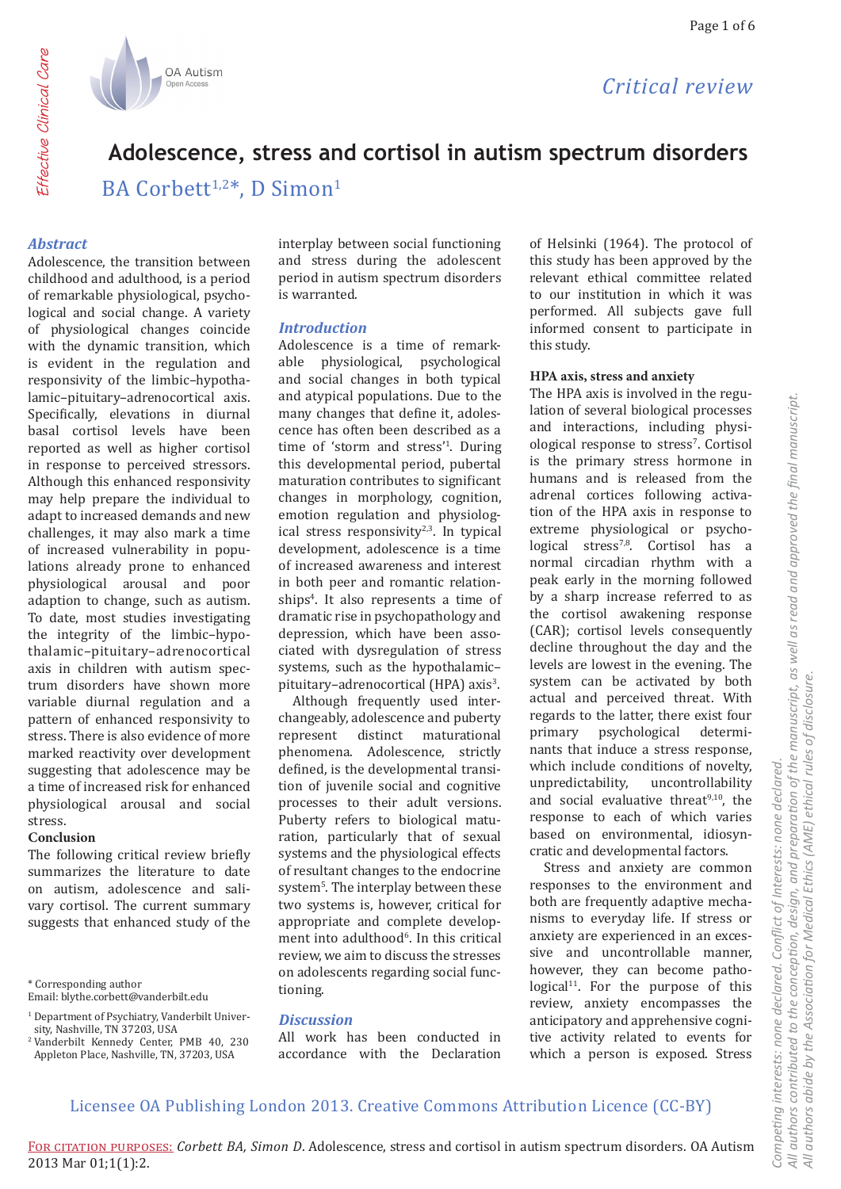Critical review

# Adolescence, stress and cortisol in autism spectrum disorders

BA Corbett[1,2]*, D Simon[1]

## Abstract

Adolescence, the transition between childhood and adulthood, is a period of remarkable physiological, psychological and social change. A variety of physiological changes coincide with the dynamic transition, which is evident in the regulation and responsivity of the limbic–hypothalamic–pituitary–adrenocortical axis. Specifically, elevations in diurnal basal cortisol levels have been reported as well as higher cortisol in response to perceived stressors. Although this enhanced responsivity may help prepare the individual to adapt to increased demands and new challenges, it may also mark a time of increased vulnerability in populations already prone to enhanced physiological arousal and poor adaption to change, such as autism. To date, most studies investigating the integrity of the limbic–hypothalamic–pituitary–adrenocortical axis in children with autism spectrum disorders have shown more variable diurnal regulation and a pattern of enhanced responsivity to stress. There is also evidence of more marked reactivity over development suggesting that adolescence may be a time of increased risk for enhanced physiological arousal and social stress.

**Conclusion**

The following critical review briefly summarizes the literature to date on autism, adolescence and salivary cortisol. The current summary suggests that enhanced study of the interplay between social functioning and stress during the adolescent period in autism spectrum disorders is warranted.

## Introduction

Adolescence is a time of remarkable physiological, psychological and social changes in both typical and atypical populations. Due to the many changes that define it, adolescence has often been described as a time of 'storm and stress'[1]. During this developmental period, pubertal maturation contributes to significant changes in morphology, cognition, emotion regulation and physiological stress responsivity[2,3]. In typical development, adolescence is a time of increased awareness and interest in both peer and romantic relationships[4]. It also represents a time of dramatic rise in psychopathology and depression, which have been associated with dysregulation of stress systems, such as the hypothalamic–pituitary–adrenocortical (HPA) axis[3].

Although frequently used interchangeably, adolescence and puberty represent distinct maturational phenomena. Adolescence, strictly defined, is the developmental transition of juvenile social and cognitive processes to their adult versions. Puberty refers to biological maturation, particularly that of sexual systems and the physiological effects of resultant changes to the endocrine system[5]. The interplay between these two systems is, however, critical for appropriate and complete development into adulthood[6]. In this critical review, we aim to discuss the stresses on adolescents regarding social functioning.

## Discussion

All work has been conducted in accordance with the Declaration of Helsinki (1964). The protocol of this study has been approved by the relevant ethical committee related to our institution in which it was performed. All subjects gave full informed consent to participate in this study.

### HPA axis, stress and anxiety

The HPA axis is involved in the regulation of several biological processes and interactions, including physiological response to stress[7]. Cortisol is the primary stress hormone in humans and is released from the adrenal cortices following activation of the HPA axis in response to extreme physiological or psychological stress[7,8]. Cortisol has a normal circadian rhythm with a peak early in the morning followed by a sharp increase referred to as the cortisol awakening response (CAR); cortisol levels consequently decline throughout the day and the levels are lowest in the evening. The system can be activated by both actual and perceived threat. With regards to the latter, there exist four primary psychological determinants that induce a stress response, which include conditions of novelty, unpredictability, uncontrollability and social evaluative threat[9,10], the response to each of which varies based on environmental, idiosyncratic and developmental factors.

Stress and anxiety are common responses to the environment and both are frequently adaptive mechanisms to everyday life. If stress or anxiety are experienced in an excessive and uncontrollable manner, however, they can become pathological[11]. For the purpose of this review, anxiety encompasses the anticipatory and apprehensive cognitive activity related to events for which a person is exposed. Stress

\* Corresponding author
Email: blythe.corbett@vanderbilt.edu

[1] Department of Psychiatry, Vanderbilt University, Nashville, TN 37203, USA
[2] Vanderbilt Kennedy Center, PMB 40, 230 Appleton Place, Nashville, TN, 37203, USA

Competing interests: none declared. Conflict of Interests: none declared.
All authors contributed to the conception, design, and preparation of the manuscript, as well as read and approved the final manuscript.
All authors abide by the Association for Medical Ethics (AME) ethical rules of disclosure.

Licensee OA Publishing London 2013. Creative Commons Attribution Licence (CC-BY)

For citation purposes: *Corbett BA, Simon D*. Adolescence, stress and cortisol in autism spectrum disorders. OA Autism 2013 Mar 01;1(1):2.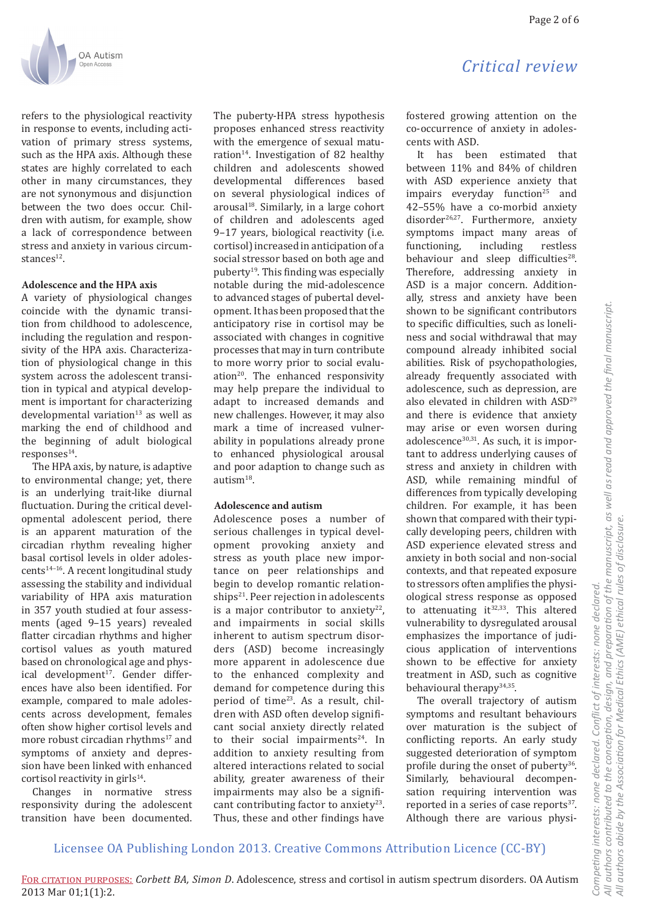refers to the physiological reactivity in response to events, including activation of primary stress systems, such as the HPA axis. Although these states are highly correlated to each other in many circumstances, they are not synonymous and disjunction between the two does occur. Children with autism, for example, show a lack of correspondence between stress and anxiety in various circumstances[12].

### Adolescence and the HPA axis

A variety of physiological changes coincide with the dynamic transition from childhood to adolescence, including the regulation and responsivity of the HPA axis. Characterization of physiological change in this system across the adolescent transition in typical and atypical development is important for characterizing developmental variation[13] as well as marking the end of childhood and the beginning of adult biological responses[14].

The HPA axis, by nature, is adaptive to environmental change; yet, there is an underlying trait-like diurnal fluctuation. During the critical developmental adolescent period, there is an apparent maturation of the circadian rhythm revealing higher basal cortisol levels in older adolescents[14–16]. A recent longitudinal study assessing the stability and individual variability of HPA axis maturation in 357 youth studied at four assessments (aged 9–15 years) revealed flatter circadian rhythms and higher cortisol values as youth matured based on chronological age and physical development[17]. Gender differences have also been identified. For example, compared to male adolescents across development, females often show higher cortisol levels and more robust circadian rhythms[17] and symptoms of anxiety and depression have been linked with enhanced cortisol reactivity in girls[14].

Changes in normative stress responsivity during the adolescent transition have been documented. The puberty-HPA stress hypothesis proposes enhanced stress reactivity with the emergence of sexual maturation[14]. Investigation of 82 healthy children and adolescents showed developmental differences based on several physiological indices of arousal[18]. Similarly, in a large cohort of children and adolescents aged 9–17 years, biological reactivity (i.e. cortisol) increased in anticipation of a social stressor based on both age and puberty[19]. This finding was especially notable during the mid-adolescence to advanced stages of pubertal development. It has been proposed that the anticipatory rise in cortisol may be associated with changes in cognitive processes that may in turn contribute to more worry prior to social evaluation[20]. The enhanced responsivity may help prepare the individual to adapt to increased demands and new challenges. However, it may also mark a time of increased vulnerability in populations already prone to enhanced physiological arousal and poor adaption to change such as autism[18].

### Adolescence and autism

Adolescence poses a number of serious challenges in typical development provoking anxiety and stress as youth place new importance on peer relationships and begin to develop romantic relationships[21]. Peer rejection in adolescents is a major contributor to anxiety[22], and impairments in social skills inherent to autism spectrum disorders (ASD) become increasingly more apparent in adolescence due to the enhanced complexity and demand for competence during this period of time[23]. As a result, children with ASD often develop significant social anxiety directly related to their social impairments[24]. In addition to anxiety resulting from altered interactions related to social ability, greater awareness of their impairments may also be a significant contributing factor to anxiety[23]. Thus, these and other findings have fostered growing attention on the co-occurrence of anxiety in adolescents with ASD.

It has been estimated that between 11% and 84% of children with ASD experience anxiety that impairs everyday function[25] and 42–55% have a co-morbid anxiety disorder[26,27]. Furthermore, anxiety symptoms impact many areas of functioning, including restless behaviour and sleep difficulties[28]. Therefore, addressing anxiety in ASD is a major concern. Additionally, stress and anxiety have been shown to be significant contributors to specific difficulties, such as loneliness and social withdrawal that may compound already inhibited social abilities. Risk of psychopathologies, already frequently associated with adolescence, such as depression, are also elevated in children with ASD[29] and there is evidence that anxiety may arise or even worsen during adolescence[30,31]. As such, it is important to address underlying causes of stress and anxiety in children with ASD, while remaining mindful of differences from typically developing children. For example, it has been shown that compared with their typically developing peers, children with ASD experience elevated stress and anxiety in both social and non-social contexts, and that repeated exposure to stressors often amplifies the physiological stress response as opposed to attenuating it[32,33]. This altered vulnerability to dysregulated arousal emphasizes the importance of judicious application of interventions shown to be effective for anxiety treatment in ASD, such as cognitive behavioural therapy[34,35].

The overall trajectory of autism symptoms and resultant behaviours over maturation is the subject of conflicting reports. An early study suggested deterioration of symptom profile during the onset of puberty[36]. Similarly, behavioural decompensation requiring intervention was reported in a series of case reports[37]. Although there are various physi-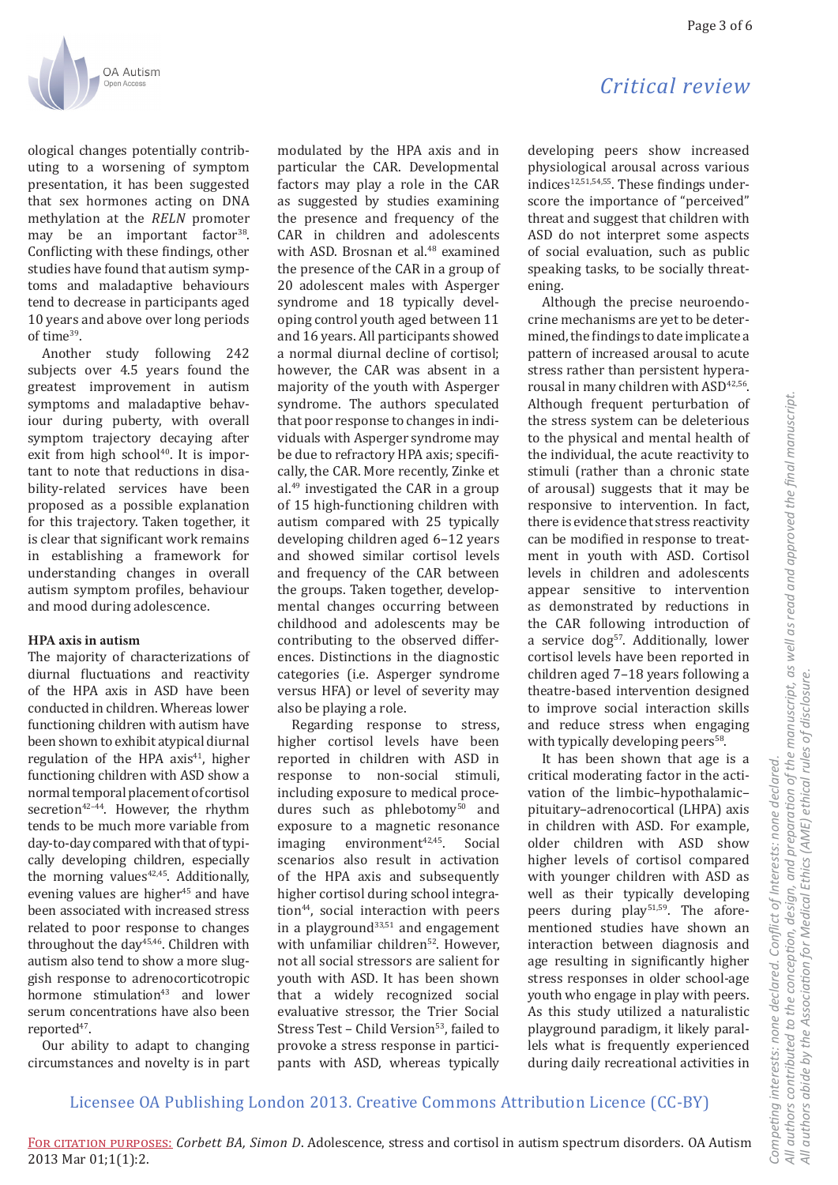ological changes potentially contributing to a worsening of symptom presentation, it has been suggested that sex hormones acting on DNA methylation at the *RELN* promoter may be an important factor[38]. Conflicting with these findings, other studies have found that autism symptoms and maladaptive behaviours tend to decrease in participants aged 10 years and above over long periods of time[39].

Another study following 242 subjects over 4.5 years found the greatest improvement in autism symptoms and maladaptive behaviour during puberty, with overall symptom trajectory decaying after exit from high school[40]. It is important to note that reductions in disability-related services have been proposed as a possible explanation for this trajectory. Taken together, it is clear that significant work remains in establishing a framework for understanding changes in overall autism symptom profiles, behaviour and mood during adolescence.

## HPA axis in autism

The majority of characterizations of diurnal fluctuations and reactivity of the HPA axis in ASD have been conducted in children. Whereas lower functioning children with autism have been shown to exhibit atypical diurnal regulation of the HPA axis[41], higher functioning children with ASD show a normal temporal placement of cortisol secretion[42–44]. However, the rhythm tends to be much more variable from day-to-day compared with that of typically developing children, especially the morning values[42,45]. Additionally, evening values are higher[45] and have been associated with increased stress related to poor response to changes throughout the day[45,46]. Children with autism also tend to show a more sluggish response to adrenocorticotropic hormone stimulation[43] and lower serum concentrations have also been reported[47].

Our ability to adapt to changing circumstances and novelty is in part modulated by the HPA axis and in particular the CAR. Developmental factors may play a role in the CAR as suggested by studies examining the presence and frequency of the CAR in children and adolescents with ASD. Brosnan et al.[48] examined the presence of the CAR in a group of 20 adolescent males with Asperger syndrome and 18 typically developing control youth aged between 11 and 16 years. All participants showed a normal diurnal decline of cortisol; however, the CAR was absent in a majority of the youth with Asperger syndrome. The authors speculated that poor response to changes in individuals with Asperger syndrome may be due to refractory HPA axis; specifically, the CAR. More recently, Zinke et al.[49] investigated the CAR in a group of 15 high-functioning children with autism compared with 25 typically developing children aged 6–12 years and showed similar cortisol levels and frequency of the CAR between the groups. Taken together, developmental changes occurring between childhood and adolescents may be contributing to the observed differences. Distinctions in the diagnostic categories (i.e. Asperger syndrome versus HFA) or level of severity may also be playing a role.

Regarding response to stress, higher cortisol levels have been reported in children with ASD in response to non-social stimuli, including exposure to medical procedures such as phlebotomy[50] and exposure to a magnetic resonance imaging environment[42,45]. Social scenarios also result in activation of the HPA axis and subsequently higher cortisol during school integration[44], social interaction with peers in a playground[33,51] and engagement with unfamiliar children[52]. However, not all social stressors are salient for youth with ASD. It has been shown that a widely recognized social evaluative stressor, the Trier Social Stress Test – Child Version[53], failed to provoke a stress response in participants with ASD, whereas typically developing peers show increased physiological arousal across various indices[12,51,54,55]. These findings underscore the importance of "perceived" threat and suggest that children with ASD do not interpret some aspects of social evaluation, such as public speaking tasks, to be socially threatening.

Although the precise neuroendocrine mechanisms are yet to be determined, the findings to date implicate a pattern of increased arousal to acute stress rather than persistent hyperarousal in many children with ASD[42,56]. Although frequent perturbation of the stress system can be deleterious to the physical and mental health of the individual, the acute reactivity to stimuli (rather than a chronic state of arousal) suggests that it may be responsive to intervention. In fact, there is evidence that stress reactivity can be modified in response to treatment in youth with ASD. Cortisol levels in children and adolescents appear sensitive to intervention as demonstrated by reductions in the CAR following introduction of a service dog[57]. Additionally, lower cortisol levels have been reported in children aged 7–18 years following a theatre-based intervention designed to improve social interaction skills and reduce stress when engaging with typically developing peers[58].

It has been shown that age is a critical moderating factor in the activation of the limbic–hypothalamic–pituitary–adrenocortical (LHPA) axis in children with ASD. For example, older children with ASD show higher levels of cortisol compared with younger children with ASD as well as their typically developing peers during play[51,59]. The aforementioned studies have shown an interaction between diagnosis and age resulting in significantly higher stress responses in older school-age youth who engage in play with peers. As this study utilized a naturalistic playground paradigm, it likely parallels what is frequently experienced during daily recreational activities in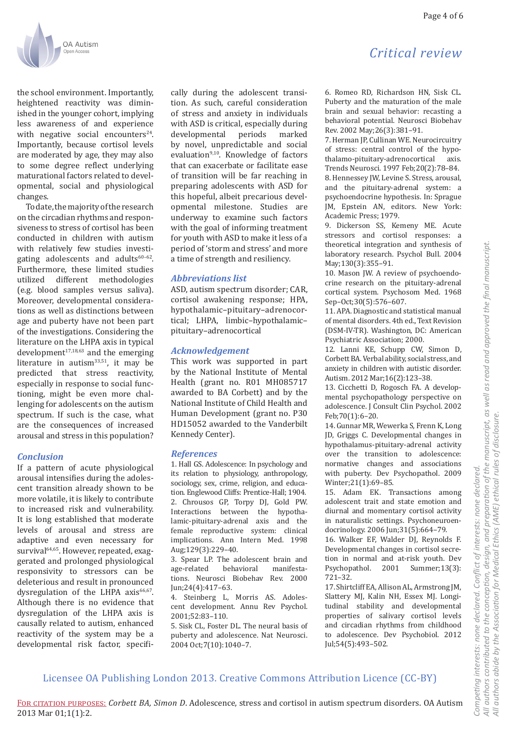the school environment. Importantly, heightened reactivity was diminished in the younger cohort, implying less awareness of and experience with negative social encounters[24]. Importantly, because cortisol levels are moderated by age, they may also to some degree reflect underlying maturational factors related to developmental, social and physiological changes.

To date, the majority of the research on the circadian rhythms and responsiveness to stress of cortisol has been conducted in children with autism with relatively few studies investigating adolescents and adults[60–62]. Furthermore, these limited studies utilized different methodologies (e.g. blood samples versus saliva). Moreover, developmental considerations as well as distinctions between age and puberty have not been part of the investigations. Considering the literature on the LHPA axis in typical development[17,18,63] and the emerging literature in autism[33,51], it may be predicted that stress reactivity, especially in response to social functioning, might be even more challenging for adolescents on the autism spectrum. If such is the case, what are the consequences of increased arousal and stress in this population?

## Conclusion

If a pattern of acute physiological arousal intensifies during the adolescent transition already shown to be more volatile, it is likely to contribute to increased risk and vulnerability. It is long established that moderate levels of arousal and stress are adaptive and even necessary for survival[64,65]. However, repeated, exaggerated and prolonged physiological responsivity to stressors can be deleterious and result in pronounced dysregulation of the LHPA axis[66,67]. Although there is no evidence that dysregulation of the LHPA axis is causally related to autism, enhanced reactivity of the system may be a developmental risk factor, specifically during the adolescent transition. As such, careful consideration of stress and anxiety in individuals with ASD is critical, especially during developmental periods marked by novel, unpredictable and social evaluation[9,10]. Knowledge of factors that can exacerbate or facilitate ease of transition will be far reaching in preparing adolescents with ASD for this hopeful, albeit precarious developmental milestone. Studies are underway to examine such factors with the goal of informing treatment for youth with ASD to make it less of a period of 'storm and stress' and more a time of strength and resiliency.

## Abbreviations list

ASD, autism spectrum disorder; CAR, cortisol awakening response; HPA, hypothalamic–pituitary–adrenocortical; LHPA, limbic–hypothalamic–pituitary–adrenocortical

## Acknowledgement

This work was supported in part by the National Institute of Mental Health (grant no. R01 MH085717 awarded to BA Corbett) and by the National Institute of Child Health and Human Development (grant no. P30 HD15052 awarded to the Vanderbilt Kennedy Center).

## References

1. Hall GS. Adolescence: In psychology and its relation to physiology, anthropology, sociology, sex, crime, religion, and education. Englewood Cliffs: Prentice-Hall; 1904.
2. Chrousos GP, Torpy DJ, Gold PW. Interactions between the hypothalamic-pituitary-adrenal axis and the female reproductive system: clinical implications. Ann Intern Med. 1998 Aug;129(3):229–40.
3. Spear LP. The adolescent brain and age-related behavioral manifestations. Neurosci Biobehav Rev. 2000 Jun;24(4):417–63.
4. Steinberg L, Morris AS. Adolescent development. Annu Rev Psychol. 2001;52:83–110.
5. Sisk CL, Foster DL. The neural basis of puberty and adolescence. Nat Neurosci. 2004 Oct;7(10):1040–7.
6. Romeo RD, Richardson HN, Sisk CL. Puberty and the maturation of the male brain and sexual behavior: recasting a behavioral potential. Neurosci Biobehav Rev. 2002 May;26(3):381–91.
7. Herman JP, Cullinan WE. Neurocircuitry of stress: central control of the hypothalamo-pituitary-adrenocortical axis. Trends Neurosci. 1997 Feb;20(2):78–84.
8. Hennessey JW, Levine S. Stress, arousal, and the pituitary-adrenal system: a psychoendocrine hypothesis. In: Sprague JM, Epstein AN, editors. New York: Academic Press; 1979.
9. Dickerson SS, Kemeny ME. Acute stressors and cortisol responses: a theoretical integration and synthesis of laboratory research. Psychol Bull. 2004 May;130(3):355–91.
10. Mason JW. A review of psychoendocrine research on the pituitary-adrenal cortical system. Psychosom Med. 1968 Sep–Oct;30(5):576–607.
11. APA. Diagnostic and statistical manual of mental disorders. 4th ed., Text Revision (DSM-IV-TR). Washington, DC: American Psychiatric Association; 2000.
12. Lanni KE, Schupp CW, Simon D, Corbett BA. Verbal ability, social stress, and anxiety in children with autistic disorder. Autism. 2012 Mar;16(2):123–38.
13. Cicchetti D, Rogosch FA. A developmental psychopathology perspective on adolescence. J Consult Clin Psychol. 2002 Feb;70(1):6–20.
14. Gunnar MR, Wewerka S, Frenn K, Long JD, Griggs C. Developmental changes in hypothalamus-pituitary-adrenal activity over the transition to adolescence: normative changes and associations with puberty. Dev Psychopathol. 2009 Winter;21(1):69–85.
15. Adam EK. Transactions among adolescent trait and state emotion and diurnal and momentary cortisol activity in naturalistic settings. Psychoneuroendocrinology. 2006 Jun;31(5):664–79.
16. Walker EF, Walder DJ, Reynolds F. Developmental changes in cortisol secretion in normal and at-risk youth. Dev Psychopathol. 2001 Summer;13(3):721–32.
17. Shirtcliff EA, Allison AL, Armstrong JM, Slattery MJ, Kalin NH, Essex MJ. Longitudinal stability and developmental properties of salivary cortisol levels and circadian rhythms from childhood to adolescence. Dev Psychobiol. 2012 Jul;54(5):493–502.

Licensee OA Publishing London 2013. Creative Commons Attribution Licence (CC-BY)

For citation purposes: *Corbett BA, Simon D*. Adolescence, stress and cortisol in autism spectrum disorders. OA Autism 2013 Mar 01;1(1):2.

*Competing interests: none declared. Conflict of interests: none declared. All authors contributed to the conception, design, and preparation of the manuscript, as well as read and approved the final manuscript. All authors abide by the Association for Medical Ethics (AME) ethical rules of disclosure.*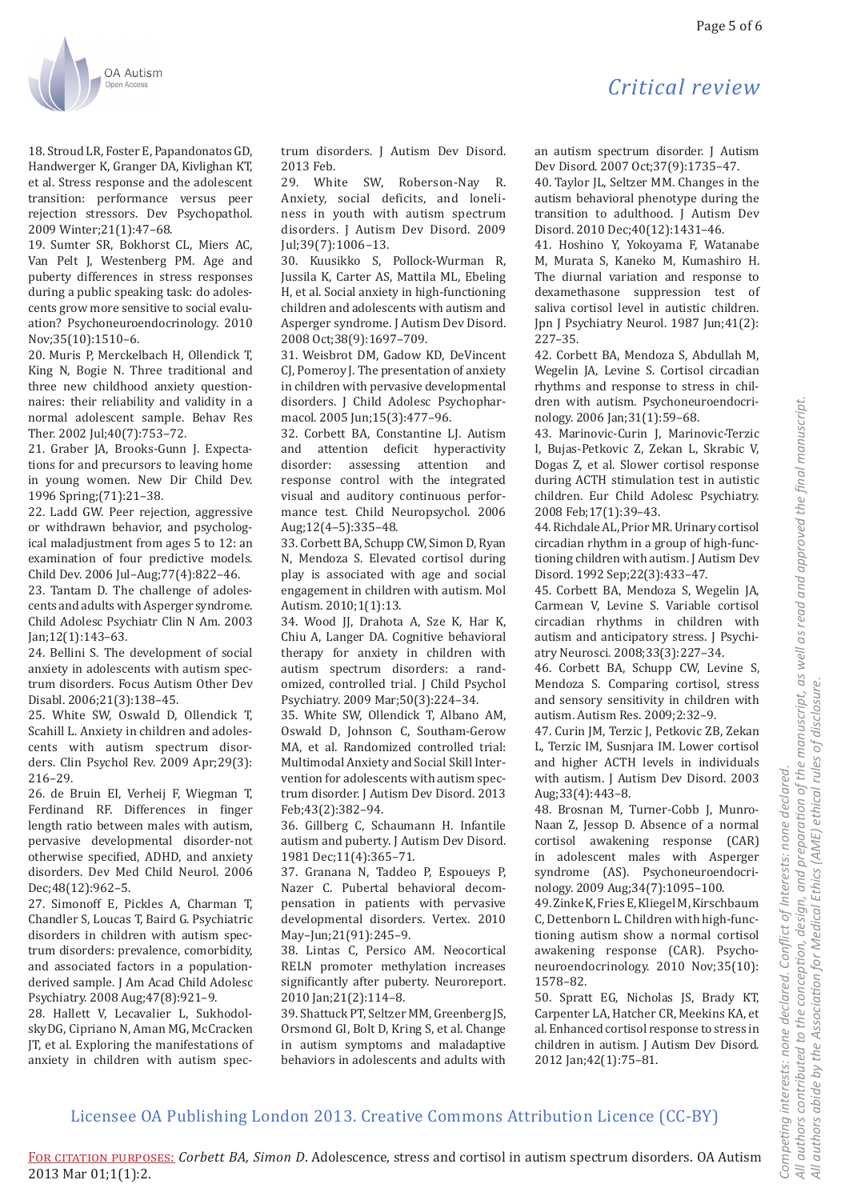18. Stroud LR, Foster E, Papandonatos GD, Handwerger K, Granger DA, Kivlighan KT, et al. Stress response and the adolescent transition: performance versus peer rejection stressors. Dev Psychopathol. 2009 Winter;21(1):47–68.

19. Sumter SR, Bokhorst CL, Miers AC, Van Pelt J, Westenberg PM. Age and puberty differences in stress responses during a public speaking task: do adolescents grow more sensitive to social evaluation? Psychoneuroendocrinology. 2010 Nov;35(10):1510–6.

20. Muris P, Merckelbach H, Ollendick T, King N, Bogie N. Three traditional and three new childhood anxiety questionnaires: their reliability and validity in a normal adolescent sample. Behav Res Ther. 2002 Jul;40(7):753–72.

21. Graber JA, Brooks-Gunn J. Expectations for and precursors to leaving home in young women. New Dir Child Dev. 1996 Spring;(71):21–38.

22. Ladd GW. Peer rejection, aggressive or withdrawn behavior, and psychological maladjustment from ages 5 to 12: an examination of four predictive models. Child Dev. 2006 Jul–Aug;77(4):822–46.

23. Tantam D. The challenge of adolescents and adults with Asperger syndrome. Child Adolesc Psychiatr Clin N Am. 2003 Jan;12(1):143–63.

24. Bellini S. The development of social anxiety in adolescents with autism spectrum disorders. Focus Autism Other Dev Disabl. 2006;21(3):138–45.

25. White SW, Oswald D, Ollendick T, Scahill L. Anxiety in children and adolescents with autism spectrum disorders. Clin Psychol Rev. 2009 Apr;29(3): 216–29.

26. de Bruin EI, Verheij F, Wiegman T, Ferdinand RF. Differences in finger length ratio between males with autism, pervasive developmental disorder-not otherwise specified, ADHD, and anxiety disorders. Dev Med Child Neurol. 2006 Dec;48(12):962–5.

27. Simonoff E, Pickles A, Charman T, Chandler S, Loucas T, Baird G. Psychiatric disorders in children with autism spectrum disorders: prevalence, comorbidity, and associated factors in a population-derived sample. J Am Acad Child Adolesc Psychiatry. 2008 Aug;47(8):921–9.

28. Hallett V, Lecavalier L, Sukhodolsky DG, Cipriano N, Aman MG, McCracken JT, et al. Exploring the manifestations of anxiety in children with autism spectrum disorders. J Autism Dev Disord. 2013 Feb.

29. White SW, Roberson-Nay R. Anxiety, social deficits, and loneliness in youth with autism spectrum disorders. J Autism Dev Disord. 2009 Jul;39(7):1006–13.

30. Kuusikko S, Pollock-Wurman R, Jussila K, Carter AS, Mattila ML, Ebeling H, et al. Social anxiety in high-functioning children and adolescents with autism and Asperger syndrome. J Autism Dev Disord. 2008 Oct;38(9):1697–709.

31. Weisbrot DM, Gadow KD, DeVincent CJ, Pomeroy J. The presentation of anxiety in children with pervasive developmental disorders. J Child Adolesc Psychopharmacol. 2005 Jun;15(3):477–96.

32. Corbett BA, Constantine LJ. Autism and attention deficit hyperactivity disorder: assessing attention and response control with the integrated visual and auditory continuous performance test. Child Neuropsychol. 2006 Aug;12(4–5):335–48.

33. Corbett BA, Schupp CW, Simon D, Ryan N, Mendoza S. Elevated cortisol during play is associated with age and social engagement in children with autism. Mol Autism. 2010;1(1):13.

34. Wood JJ, Drahota A, Sze K, Har K, Chiu A, Langer DA. Cognitive behavioral therapy for anxiety in children with autism spectrum disorders: a randomized, controlled trial. J Child Psychol Psychiatry. 2009 Mar;50(3):224–34.

35. White SW, Ollendick T, Albano AM, Oswald D, Johnson C, Southam-Gerow MA, et al. Randomized controlled trial: Multimodal Anxiety and Social Skill Intervention for adolescents with autism spectrum disorder. J Autism Dev Disord. 2013 Feb;43(2):382–94.

36. Gillberg C, Schaumann H. Infantile autism and puberty. J Autism Dev Disord. 1981 Dec;11(4):365–71.

37. Granana N, Taddeo P, Espoueys P, Nazer C. Pubertal behavioral decompensation in patients with pervasive developmental disorders. Vertex. 2010 May–Jun;21(91):245–9.

38. Lintas C, Persico AM. Neocortical RELN promoter methylation increases significantly after puberty. Neuroreport. 2010 Jan;21(2):114–8.

39. Shattuck PT, Seltzer MM, Greenberg JS, Orsmond GI, Bolt D, Kring S, et al. Change in autism symptoms and maladaptive behaviors in adolescents and adults with an autism spectrum disorder. J Autism Dev Disord. 2007 Oct;37(9):1735–47.

40. Taylor JL, Seltzer MM. Changes in the autism behavioral phenotype during the transition to adulthood. J Autism Dev Disord. 2010 Dec;40(12):1431–46.

41. Hoshino Y, Yokoyama F, Watanabe M, Murata S, Kaneko M, Kumashiro H. The diurnal variation and response to dexamethasone suppression test of saliva cortisol level in autistic children. Jpn J Psychiatry Neurol. 1987 Jun;41(2): 227–35.

42. Corbett BA, Mendoza S, Abdullah M, Wegelin JA, Levine S. Cortisol circadian rhythms and response to stress in children with autism. Psychoneuroendocrinology. 2006 Jan;31(1):59–68.

43. Marinovic-Curin J, Marinovic-Terzic I, Bujas-Petkovic Z, Zekan L, Skrabic V, Dogas Z, et al. Slower cortisol response during ACTH stimulation test in autistic children. Eur Child Adolesc Psychiatry. 2008 Feb;17(1):39–43.

44. Richdale AL, Prior MR. Urinary cortisol circadian rhythm in a group of high-functioning children with autism. J Autism Dev Disord. 1992 Sep;22(3):433–47.

45. Corbett BA, Mendoza S, Wegelin JA, Carmean V, Levine S. Variable cortisol circadian rhythms in children with autism and anticipatory stress. J Psychiatry Neurosci. 2008;33(3):227–34.

46. Corbett BA, Schupp CW, Levine S, Mendoza S. Comparing cortisol, stress and sensory sensitivity in children with autism. Autism Res. 2009;2:32–9.

47. Curin JM, Terzic J, Petkovic ZB, Zekan L, Terzic IM, Susnjara IM. Lower cortisol and higher ACTH levels in individuals with autism. J Autism Dev Disord. 2003 Aug;33(4):443–8.

48. Brosnan M, Turner-Cobb J, Munro-Naan Z, Jessop D. Absence of a normal cortisol awakening response (CAR) in adolescent males with Asperger syndrome (AS). Psychoneuroendocrinology. 2009 Aug;34(7):1095–100.

49. Zinke K, Fries E, Kliegel M, Kirschbaum C, Dettenborn L. Children with high-functioning autism show a normal cortisol awakening response (CAR). Psychoneuroendocrinology. 2010 Nov;35(10): 1578–82.

50. Spratt EG, Nicholas JS, Brady KT, Carpenter LA, Hatcher CR, Meekins KA, et al. Enhanced cortisol response to stress in children in autism. J Autism Dev Disord. 2012 Jan;42(1):75–81.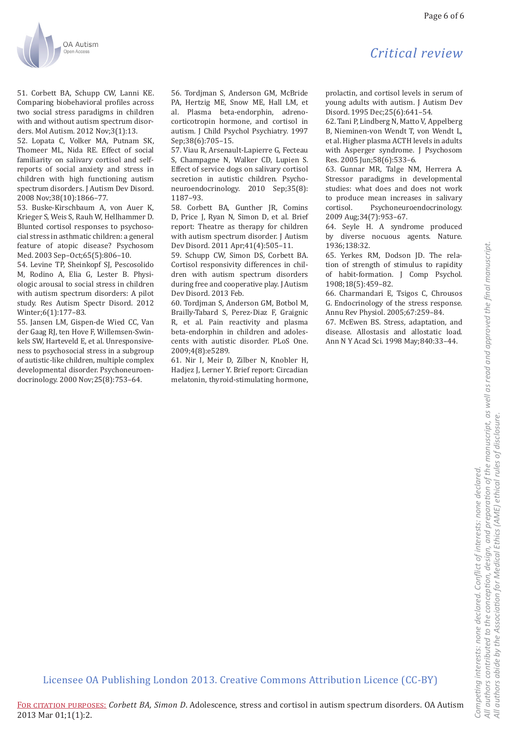51. Corbett BA, Schupp CW, Lanni KE. Comparing biobehavioral profiles across two social stress paradigms in children with and without autism spectrum disorders. Mol Autism. 2012 Nov;3(1):13.

52. Lopata C, Volker MA, Putnam SK, Thomeer ML, Nida RE. Effect of social familiarity on salivary cortisol and self-reports of social anxiety and stress in children with high functioning autism spectrum disorders. J Autism Dev Disord. 2008 Nov;38(10):1866–77.

53. Buske-Kirschbaum A, von Auer K, Krieger S, Weis S, Rauh W, Hellhammer D. Blunted cortisol responses to psychosocial stress in asthmatic children: a general feature of atopic disease? Psychosom Med. 2003 Sep–Oct;65(5):806–10.

54. Levine TP, Sheinkopf SJ, Pescosolido M, Rodino A, Elia G, Lester B. Physiologic arousal to social stress in children with autism spectrum disorders: A pilot study. Res Autism Spectr Disord. 2012 Winter;6(1):177–83.

55. Jansen LM, Gispen-de Wied CC, Van der Gaag RJ, ten Hove F, Willemsen-Swinkels SW, Harteveld E, et al. Unresponsiveness to psychosocial stress in a subgroup of autistic-like children, multiple complex developmental disorder. Psychoneuroendocrinology. 2000 Nov;25(8):753–64.

56. Tordjman S, Anderson GM, McBride PA, Hertzig ME, Snow ME, Hall LM, et al. Plasma beta-endorphin, adrenocorticotropin hormone, and cortisol in autism. J Child Psychol Psychiatry. 1997 Sep;38(6):705–15.

57. Viau R, Arsenault-Lapierre G, Fecteau S, Champagne N, Walker CD, Lupien S. Effect of service dogs on salivary cortisol secretion in autistic children. Psychoneuroendocrinology. 2010 Sep;35(8): 1187–93.

58. Corbett BA, Gunther JR, Comins D, Price J, Ryan N, Simon D, et al. Brief report: Theatre as therapy for children with autism spectrum disorder. J Autism Dev Disord. 2011 Apr;41(4):505–11.

59. Schupp CW, Simon DS, Corbett BA. Cortisol responsivity differences in children with autism spectrum disorders during free and cooperative play. J Autism Dev Disord. 2013 Feb.

60. Tordjman S, Anderson GM, Botbol M, Brailly-Tabard S, Perez-Diaz F, Graignic R, et al. Pain reactivity and plasma beta-endorphin in children and adolescents with autistic disorder. PLoS One. 2009;4(8):e5289.

61. Nir I, Meir D, Zilber N, Knobler H, Hadjez J, Lerner Y. Brief report: Circadian melatonin, thyroid-stimulating hormone, prolactin, and cortisol levels in serum of young adults with autism. J Autism Dev Disord. 1995 Dec;25(6):641–54.

62. Tani P, Lindberg N, Matto V, Appelberg B, Nieminen-von Wendt T, von Wendt L, et al. Higher plasma ACTH levels in adults with Asperger syndrome. J Psychosom Res. 2005 Jun;58(6):533–6.

63. Gunnar MR, Talge NM, Herrera A. Stressor paradigms in developmental studies: what does and does not work to produce mean increases in salivary cortisol. Psychoneuroendocrinology. 2009 Aug;34(7):953–67.

64. Seyle H. A syndrome produced by diverse nocuous agents. Nature. 1936;138:32.

65. Yerkes RM, Dodson JD. The relation of strength of stimulus to rapidity of habit-formation. J Comp Psychol. 1908;18(5):459–82.

66. Charmandari E, Tsigos C, Chrousos G. Endocrinology of the stress response. Annu Rev Physiol. 2005;67:259–84.

67. McEwen BS. Stress, adaptation, and disease. Allostasis and allostatic load. Ann N Y Acad Sci. 1998 May;840:33–44.

*Competing interests: none declared. Conflict of interests: none declared.*
*All authors contributed to the conception, design, and preparation of the manuscript, as well as read and approved the final manuscript.*
*All authors abide by the Association for Medical Ethics (AME) ethical rules of disclosure.*

Licensee OA Publishing London 2013. Creative Commons Attribution Licence (CC-BY)

For citation purposes: *Corbett BA, Simon D*. Adolescence, stress and cortisol in autism spectrum disorders. OA Autism 2013 Mar 01;1(1):2.